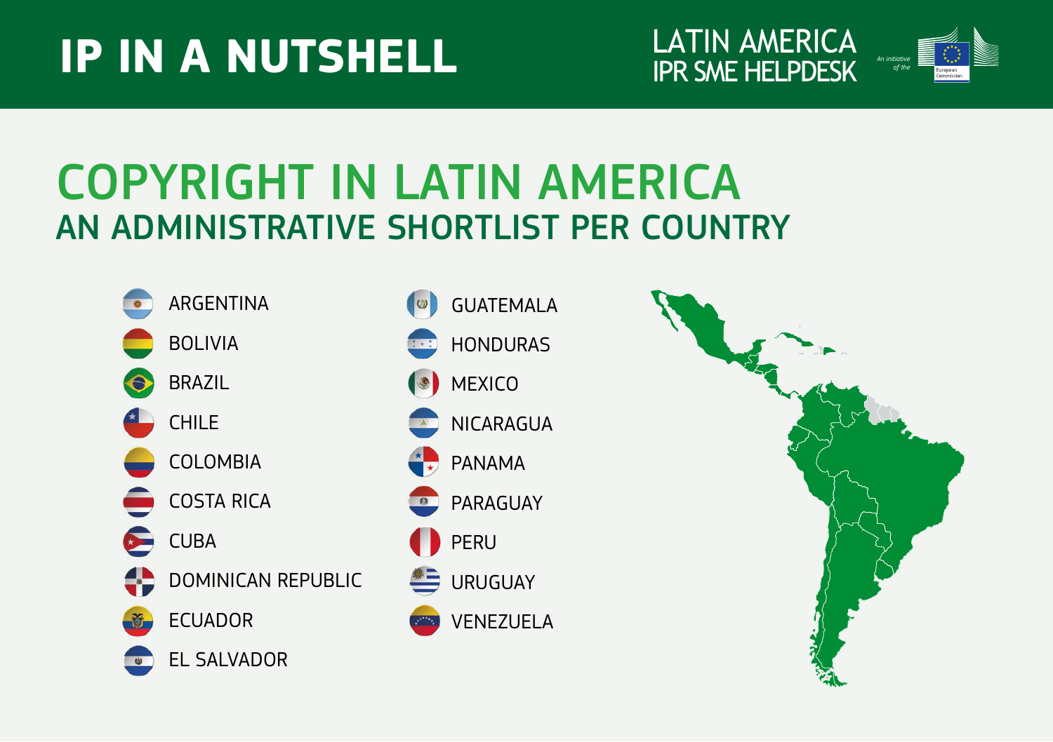# IP IN A NUTSHELL

LATIN AMERICA
IPR SME HELPDESK

*An initiative of the* European Commission

# COPYRIGHT IN LATIN AMERICA

## AN ADMINISTRATIVE SHORTLIST PER COUNTRY

- ARGENTINA
- BOLIVIA
- BRAZIL
- CHILE
- COLOMBIA
- COSTA RICA
- CUBA
- DOMINICAN REPUBLIC
- ECUADOR
- EL SALVADOR
- GUATEMALA
- HONDURAS
- MEXICO
- NICARAGUA
- PANAMA
- PARAGUAY
- PERU
- URUGUAY
- VENEZUELA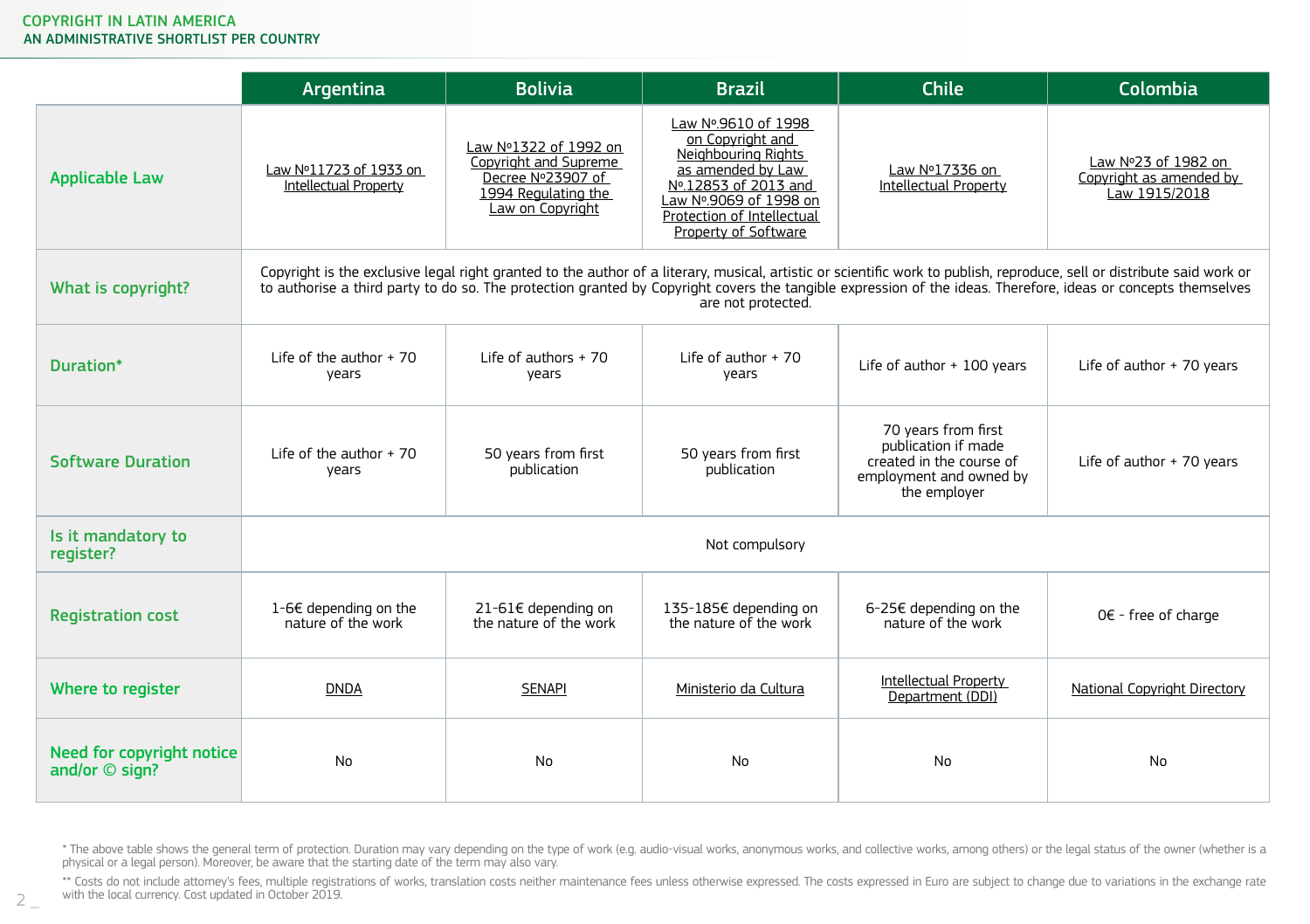# COPYRIGHT IN LATIN AMERICA
## AN ADMINISTRATIVE SHORTLIST PER COUNTRY

| | Argentina | Bolivia | Brazil | Chile | Colombia |
|---|---|---|---|---|---|
| **Applicable Law** | Law Nº11723 of 1933 on Intellectual Property | Law Nº1322 of 1992 on Copyright and Supreme Decree Nº23907 of 1994 Regulating the Law on Copyright | Law Nº.9610 of 1998 on Copyright and Neighbouring Rights as amended by Law Nº.12853 of 2013 and Law Nº.9069 of 1998 on Protection of Intellectual Property of Software | Law Nº17336 on Intellectual Property | Law Nº23 of 1982 on Copyright as amended by Law 1915/2018 |
| **What is copyright?** | Copyright is the exclusive legal right granted to the author of a literary, musical, artistic or scientific work to publish, reproduce, sell or distribute said work or to authorise a third party to do so. The protection granted by Copyright covers the tangible expression of the ideas. Therefore, ideas or concepts themselves are not protected. | | | | |
| **Duration\*** | Life of the author + 70 years | Life of authors + 70 years | Life of author + 70 years | Life of author + 100 years | Life of author + 70 years |
| **Software Duration** | Life of the author + 70 years | 50 years from first publication | 50 years from first publication | 70 years from first publication if made created in the course of employment and owned by the employer | Life of author + 70 years |
| **Is it mandatory to register?** | Not compulsory | | | | |
| **Registration cost** | 1-6€ depending on the nature of the work | 21-61€ depending on the nature of the work | 135-185€ depending on the nature of the work | 6-25€ depending on the nature of the work | 0€ - free of charge |
| **Where to register** | DNDA | SENAPI | Ministerio da Cultura | Intellectual Property Department (DDI) | National Copyright Directory |
| **Need for copyright notice and/or © sign?** | No | No | No | No | No |

\* The above table shows the general term of protection. Duration may vary depending on the type of work (e.g. audio-visual works, anonymous works, and collective works, among others) or the legal status of the owner (whether is a physical or a legal person). Moreover, be aware that the starting date of the term may also vary.

\*\* Costs do not include attorney's fees, multiple registrations of works, translation costs neither maintenance fees unless otherwise expressed. The costs expressed in Euro are subject to change due to variations in the exchange rate with the local currency. Cost updated in October 2019.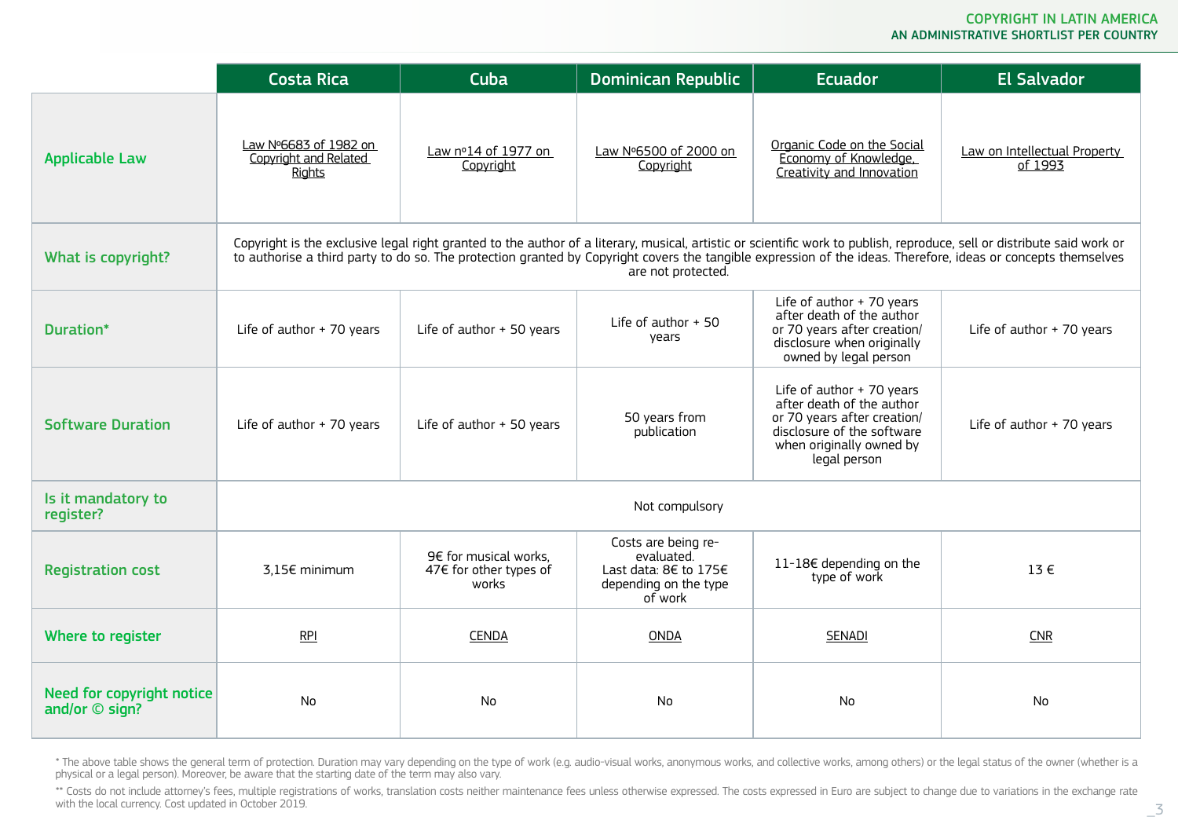| | Costa Rica | Cuba | Dominican Republic | Ecuador | El Salvador |
|---|---|---|---|---|---|
| **Applicable Law** | Law Nº6683 of 1982 on Copyright and Related Rights | Law nº14 of 1977 on Copyright | Law Nº6500 of 2000 on Copyright | Organic Code on the Social Economy of Knowledge, Creativity and Innovation | Law on Intellectual Property of 1993 |
| **What is copyright?** | Copyright is the exclusive legal right granted to the author of a literary, musical, artistic or scientific work to publish, reproduce, sell or distribute said work or to authorise a third party to do so. The protection granted by Copyright covers the tangible expression of the ideas. Therefore, ideas or concepts themselves are not protected. | | | | |
| **Duration*** | Life of author + 70 years | Life of author + 50 years | Life of author + 50 years | Life of author + 70 years after death of the author or 70 years after creation/ disclosure when originally owned by legal person | Life of author + 70 years |
| **Software Duration** | Life of author + 70 years | Life of author + 50 years | 50 years from publication | Life of author + 70 years after death of the author or 70 years after creation/ disclosure of the software when originally owned by legal person | Life of author + 70 years |
| **Is it mandatory to register?** | Not compulsory | | | | |
| **Registration cost** | 3,15€ minimum | 9€ for musical works, 47€ for other types of works | Costs are being re-evaluated. Last data: 8€ to 175€ depending on the type of work | 11-18€ depending on the type of work | 13 € |
| **Where to register** | RPI | CENDA | ONDA | SENADI | CNR |
| **Need for copyright notice and/or © sign?** | No | No | No | No | No |

* The above table shows the general term of protection. Duration may vary depending on the type of work (e.g. audio-visual works, anonymous works, and collective works, among others) or the legal status of the owner (whether is a physical or a legal person). Moreover, be aware that the starting date of the term may also vary.

** Costs do not include attorney's fees, multiple registrations of works, translation costs neither maintenance fees unless otherwise expressed. The costs expressed in Euro are subject to change due to variations in the exchange rate with the local currency. Cost updated in October 2019.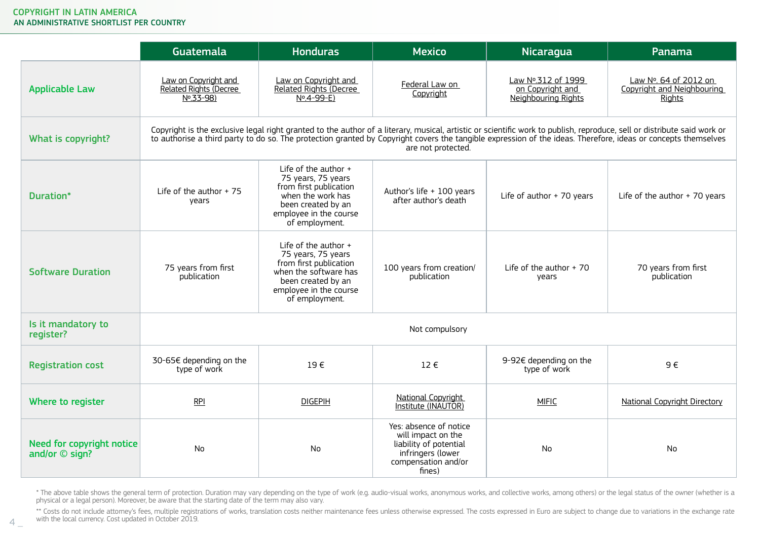| | Guatemala | Honduras | Mexico | Nicaragua | Panama |
|---|---|---|---|---|---|
| **Applicable Law** | Law on Copyright and Related Rights (Decree Nº.33-98) | Law on Copyright and Related Rights (Decree Nº.4-99-E) | Federal Law on Copyright | Law Nº.312 of 1999 on Copyright and Neighbouring Rights | Law Nº. 64 of 2012 on Copyright and Neighbouring Rights |
| **What is copyright?** | Copyright is the exclusive legal right granted to the author of a literary, musical, artistic or scientific work to publish, reproduce, sell or distribute said work or to authorise a third party to do so. The protection granted by Copyright covers the tangible expression of the ideas. Therefore, ideas or concepts themselves are not protected. | | | | |
| **Duration*** | Life of the author + 75 years | Life of the author + 75 years, 75 years from first publication when the work has been created by an employee in the course of employment. | Author's life + 100 years after author's death | Life of author + 70 years | Life of the author + 70 years |
| **Software Duration** | 75 years from first publication | Life of the author + 75 years, 75 years from first publication when the software has been created by an employee in the course of employment. | 100 years from creation/ publication | Life of the author + 70 years | 70 years from first publication |
| **Is it mandatory to register?** | Not compulsory | | | | |
| **Registration cost** | 30-65€ depending on the type of work | 19 € | 12 € | 9-92€ depending on the type of work | 9 € |
| **Where to register** | RPI | DIGEPIH | National Copyright Institute (INAUTOR) | MIFIC | National Copyright Directory |
| **Need for copyright notice and/or © sign?** | No | No | Yes: absence of notice will impact on the liability of potential infringers (lower compensation and/or fines) | No | No |

* The above table shows the general term of protection. Duration may vary depending on the type of work (e.g. audio-visual works, anonymous works, and collective works, among others) or the legal status of the owner (whether is a physical or a legal person). Moreover, be aware that the starting date of the term may also vary.

** Costs do not include attorney's fees, multiple registrations of works, translation costs neither maintenance fees unless otherwise expressed. The costs expressed in Euro are subject to change due to variations in the exchange rate with the local currency. Cost updated in October 2019.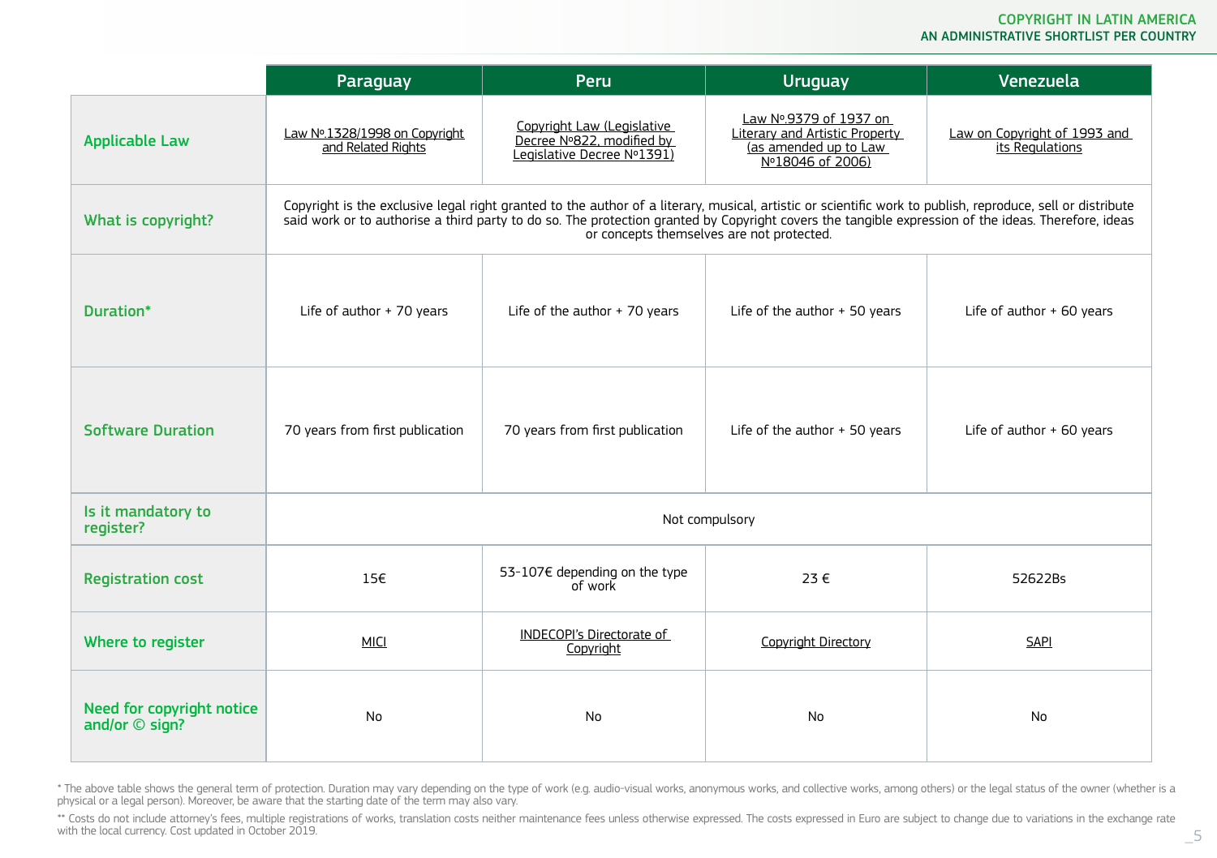| | Paraguay | Peru | Uruguay | Venezuela |
|---|---|---|---|---|
| **Applicable Law** | Law Nº.1328/1998 on Copyright and Related Rights | Copyright Law (Legislative Decree Nº822, modified by Legislative Decree Nº1391) | Law Nº.9379 of 1937 on Literary and Artistic Property (as amended up to Law Nº18046 of 2006) | Law on Copyright of 1993 and its Regulations |
| **What is copyright?** | Copyright is the exclusive legal right granted to the author of a literary, musical, artistic or scientific work to publish, reproduce, sell or distribute said work or to authorise a third party to do so. The protection granted by Copyright covers the tangible expression of the ideas. Therefore, ideas or concepts themselves are not protected. | | | |
| **Duration*** | Life of author + 70 years | Life of the author + 70 years | Life of the author + 50 years | Life of author + 60 years |
| **Software Duration** | 70 years from first publication | 70 years from first publication | Life of the author + 50 years | Life of author + 60 years |
| **Is it mandatory to register?** | Not compulsory | | | |
| **Registration cost** | 15€ | 53-107€ depending on the type of work | 23 € | 52622Bs |
| **Where to register** | MICI | INDECOPI's Directorate of Copyright | Copyright Directory | SAPI |
| **Need for copyright notice and/or © sign?** | No | No | No | No |

* The above table shows the general term of protection. Duration may vary depending on the type of work (e.g. audio-visual works, anonymous works, and collective works, among others) or the legal status of the owner (whether is a physical or a legal person). Moreover, be aware that the starting date of the term may also vary.

** Costs do not include attorney's fees, multiple registrations of works, translation costs neither maintenance fees unless otherwise expressed. The costs expressed in Euro are subject to change due to variations in the exchange rate with the local currency. Cost updated in October 2019.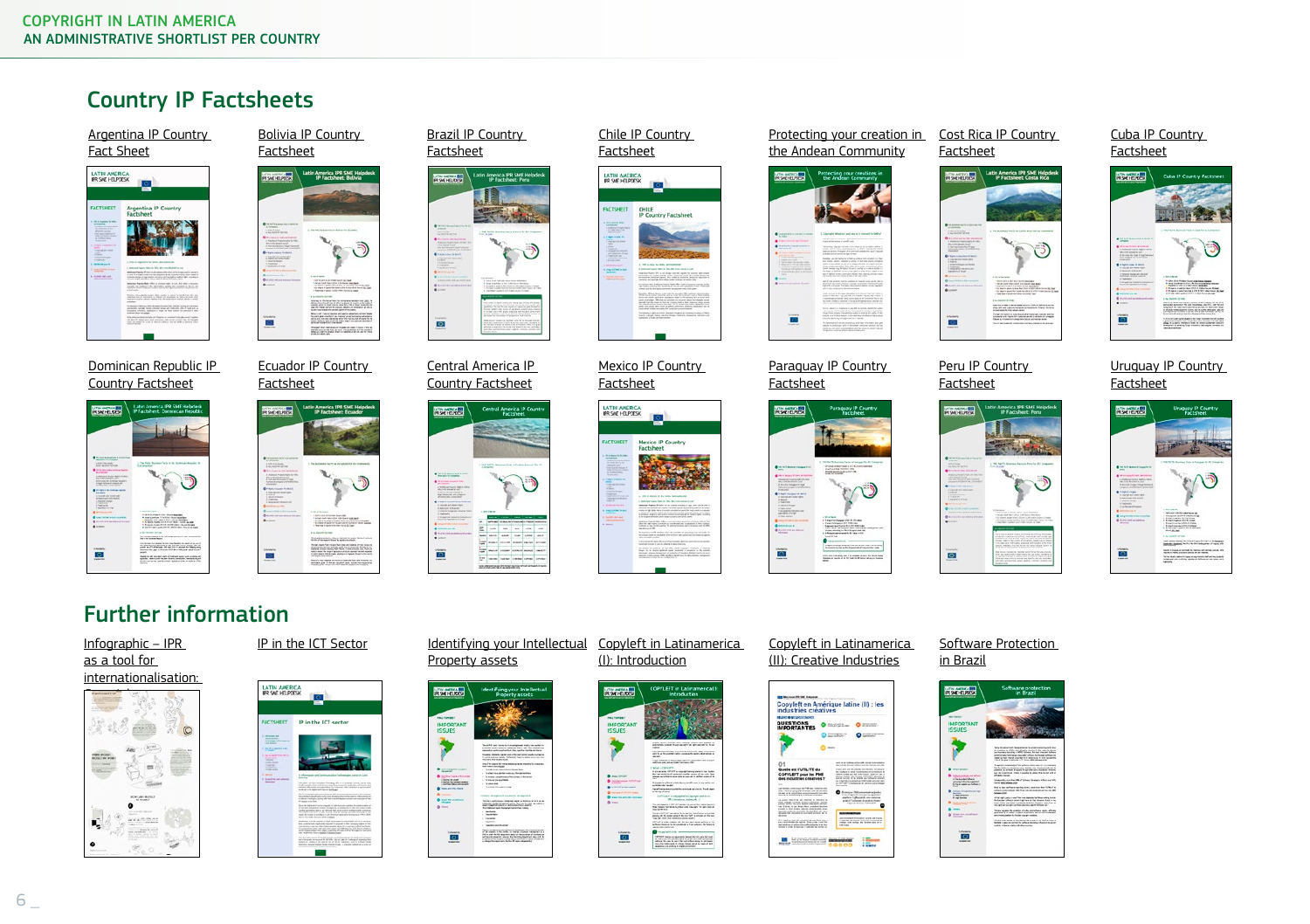## Country IP Factsheets

- Argentina IP Country Fact Sheet
- Bolivia IP Country Factsheet
- Brazil IP Country Factsheet
- Chile IP Country Factsheet
- Protecting your creation in the Andean Community
- Cost Rica IP Country Factsheet
- Cuba IP Country Factsheet
- Dominican Republic IP Country Factsheet
- Ecuador IP Country Factsheet
- Central America IP Country Factsheet
- Mexico IP Country Factsheet
- Paraquay IP Country Factsheet
- Peru IP Country Factsheet
- Uruguay IP Country Factsheet

## Further information

- Infographic – IPR as a tool for internationalisation:
- IP in the ICT Sector
- Identifying your Intellectual Property assets
- Copyleft in Latinamerica (I): Introduction
- Copyleft in Latinamerica (II): Creative Industries
- Software Protection in Brazil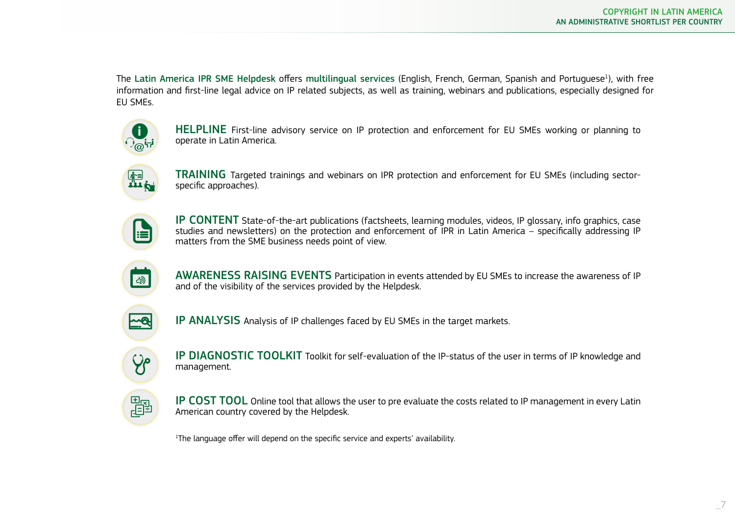The **Latin America IPR SME Helpdesk** offers **multilingual services** (English, French, German, Spanish and Portuguese[1]), with free information and first-line legal advice on IP related subjects, as well as training, webinars and publications, especially designed for EU SMEs.

**HELPLINE** First-line advisory service on IP protection and enforcement for EU SMEs working or planning to operate in Latin America.

**TRAINING** Targeted trainings and webinars on IPR protection and enforcement for EU SMEs (including sector-specific approaches).

**IP CONTENT** State-of-the-art publications (factsheets, learning modules, videos, IP glossary, info graphics, case studies and newsletters) on the protection and enforcement of IPR in Latin America – specifically addressing IP matters from the SME business needs point of view.

**AWARENESS RAISING EVENTS** Participation in events attended by EU SMEs to increase the awareness of IP and of the visibility of the services provided by the Helpdesk.

**IP ANALYSIS** Analysis of IP challenges faced by EU SMEs in the target markets.

**IP DIAGNOSTIC TOOLKIT** Toolkit for self-evaluation of the IP-status of the user in terms of IP knowledge and management.

**IP COST TOOL** Online tool that allows the user to pre evaluate the costs related to IP management in every Latin American country covered by the Helpdesk.

[1]The language offer will depend on the specific service and experts' availability.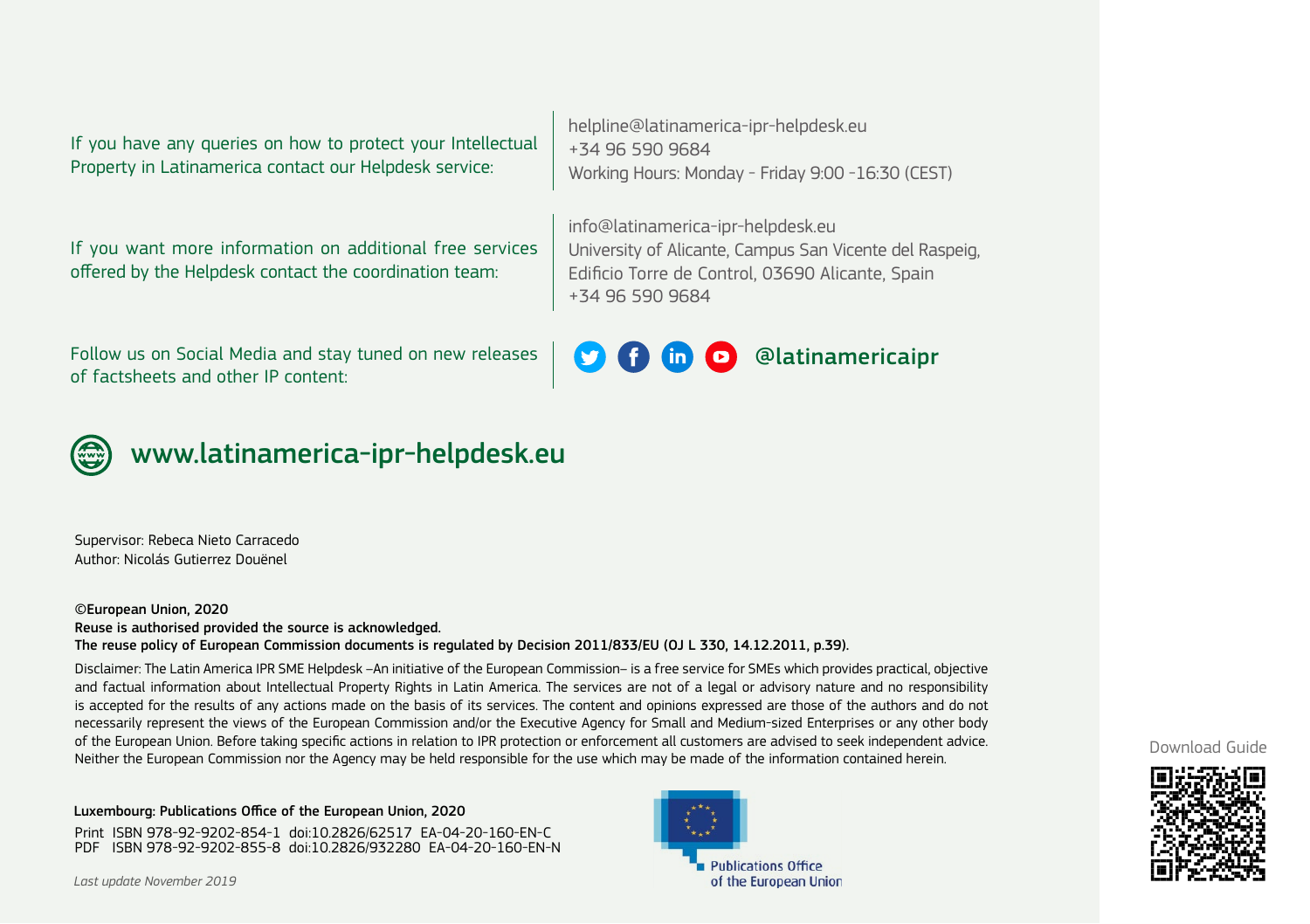If you have any queries on how to protect your Intellectual Property in Latinamerica contact our Helpdesk service:

helpline@latinamerica-ipr-helpdesk.eu
+34 96 590 9684
Working Hours: Monday - Friday 9:00 -16:30 (CEST)

If you want more information on additional free services offered by the Helpdesk contact the coordination team:

info@latinamerica-ipr-helpdesk.eu
University of Alicante, Campus San Vicente del Raspeig, Edificio Torre de Control, 03690 Alicante, Spain
+34 96 590 9684

Follow us on Social Media and stay tuned on new releases of factsheets and other IP content:

@latinamericaipr

## www.latinamerica-ipr-helpdesk.eu

Supervisor: Rebeca Nieto Carracedo
Author: Nicolás Gutierrez Douënel

**©European Union, 2020**
**Reuse is authorised provided the source is acknowledged.**
**The reuse policy of European Commission documents is regulated by Decision 2011/833/EU (OJ L 330, 14.12.2011, p.39).**

Disclaimer: The Latin America IPR SME Helpdesk –An initiative of the European Commission– is a free service for SMEs which provides practical, objective and factual information about Intellectual Property Rights in Latin America. The services are not of a legal or advisory nature and no responsibility is accepted for the results of any actions made on the basis of its services. The content and opinions expressed are those of the authors and do not necessarily represent the views of the European Commission and/or the Executive Agency for Small and Medium-sized Enterprises or any other body of the European Union. Before taking specific actions in relation to IPR protection or enforcement all customers are advised to seek independent advice. Neither the European Commission nor the Agency may be held responsible for the use which may be made of the information contained herein.

Luxembourg: Publications Office of the European Union, 2020

Print ISBN 978-92-9202-854-1 doi:10.2826/62517 EA-04-20-160-EN-C
PDF ISBN 978-92-9202-855-8 doi:10.2826/932280 EA-04-20-160-EN-N

*Last update November 2019*

Publications Office of the European Union

Download Guide